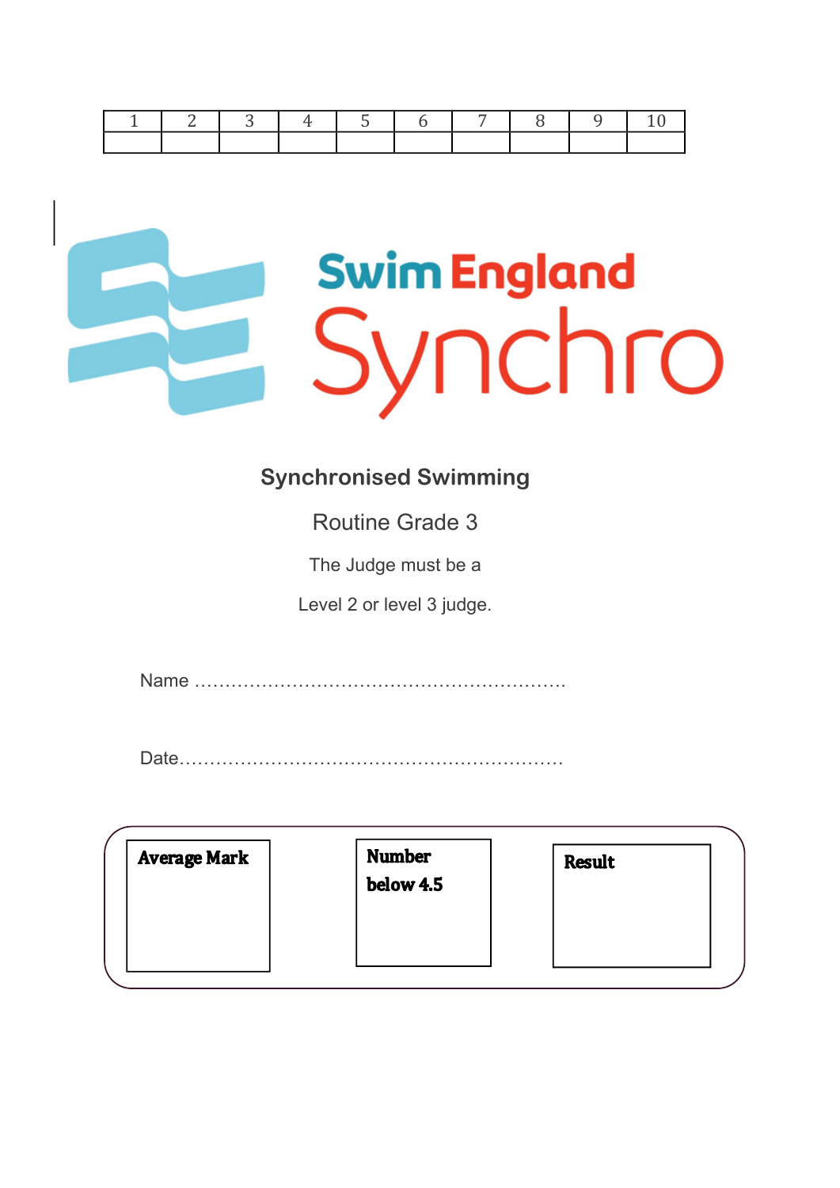| 1 | 2 | 3 | 4 | 5 | 6 | 7 | 8 | 9 | 10 |
|---|---|---|---|---|---|---|---|---|---|
| | | | | | | | | | |

Swim England

Synchro

## Synchronised Swimming

### Routine Grade 3

The Judge must be a

Level 2 or level 3 judge.

Name ……………………………………………………

Date……………………………………………………

| **Average Mark** | **Number below 4.5** | **Result** |
|---|---|---|
| | | |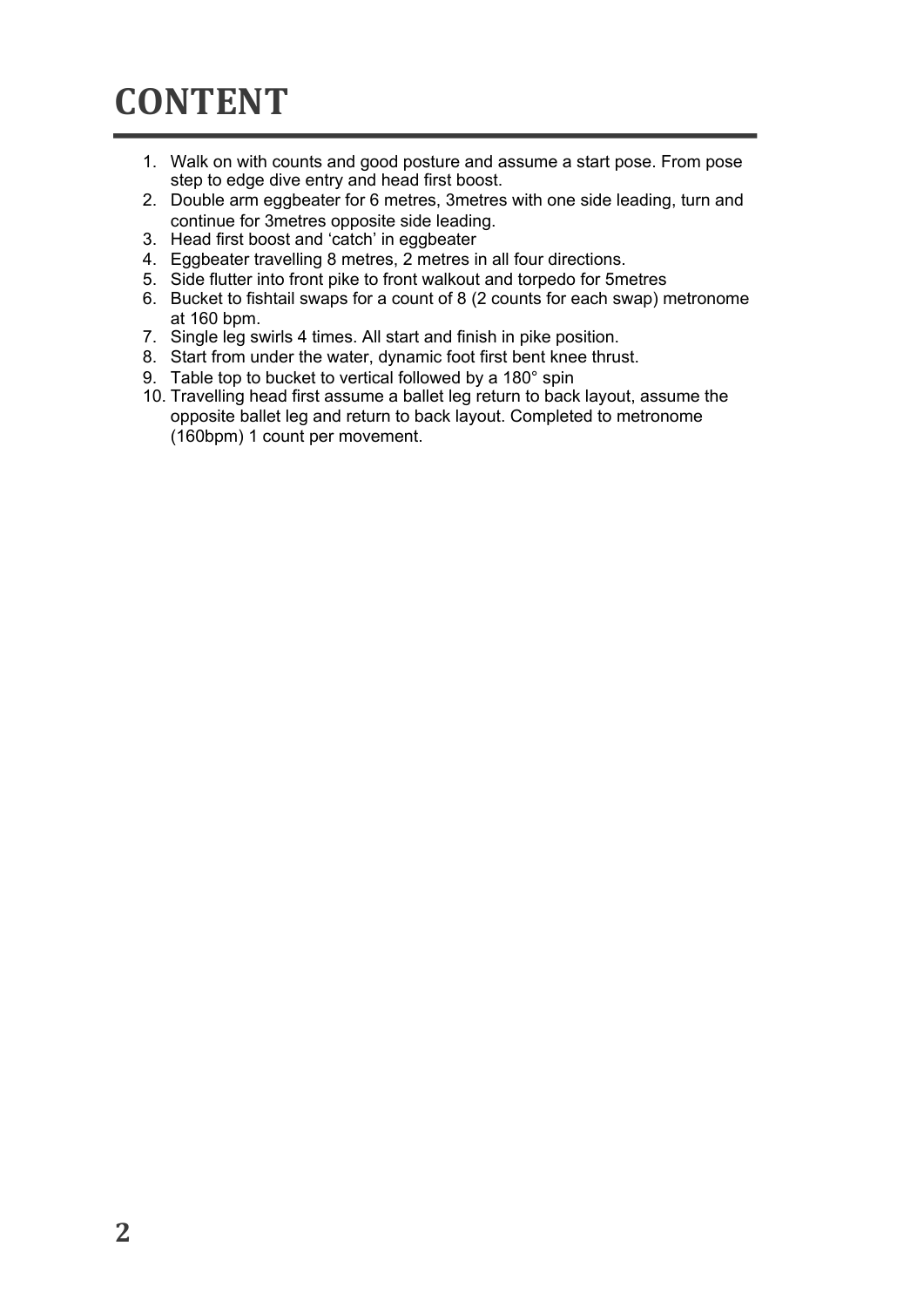# CONTENT

1. Walk on with counts and good posture and assume a start pose. From pose step to edge dive entry and head first boost.
2. Double arm eggbeater for 6 metres, 3metres with one side leading, turn and continue for 3metres opposite side leading.
3. Head first boost and 'catch' in eggbeater
4. Eggbeater travelling 8 metres, 2 metres in all four directions.
5. Side flutter into front pike to front walkout and torpedo for 5metres
6. Bucket to fishtail swaps for a count of 8 (2 counts for each swap) metronome at 160 bpm.
7. Single leg swirls 4 times. All start and finish in pike position.
8. Start from under the water, dynamic foot first bent knee thrust.
9. Table top to bucket to vertical followed by a 180° spin
10. Travelling head first assume a ballet leg return to back layout, assume the opposite ballet leg and return to back layout. Completed to metronome (160bpm) 1 count per movement.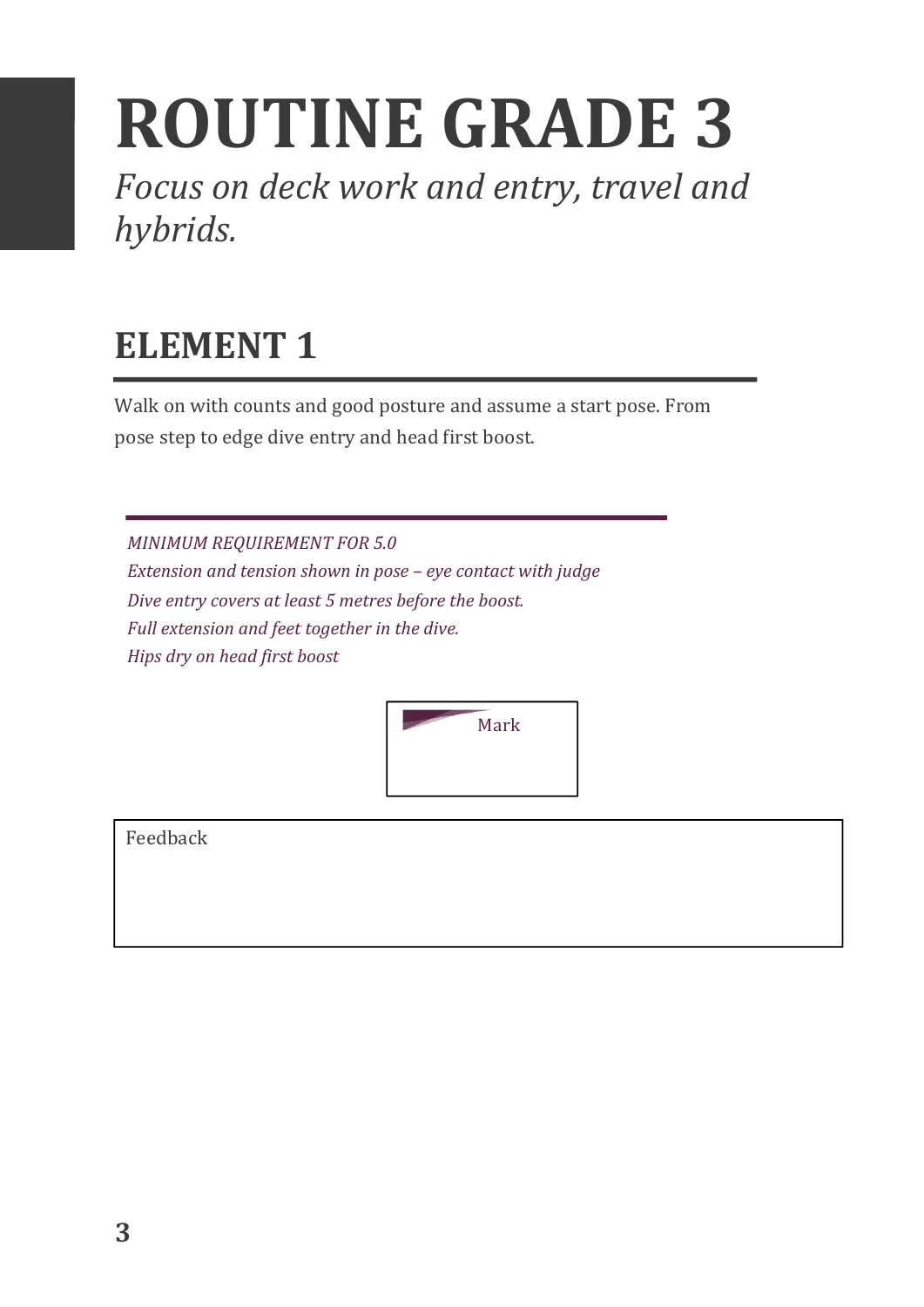# ROUTINE GRADE 3

*Focus on deck work and entry, travel and hybrids.*

## ELEMENT 1

Walk on with counts and good posture and assume a start pose. From pose step to edge dive entry and head first boost.

*MINIMUM REQUIREMENT FOR 5.0*
*Extension and tension shown in pose – eye contact with judge*
*Dive entry covers at least 5 metres before the boost.*
*Full extension and feet together in the dive.*
*Hips dry on head first boost*

Mark

Feedback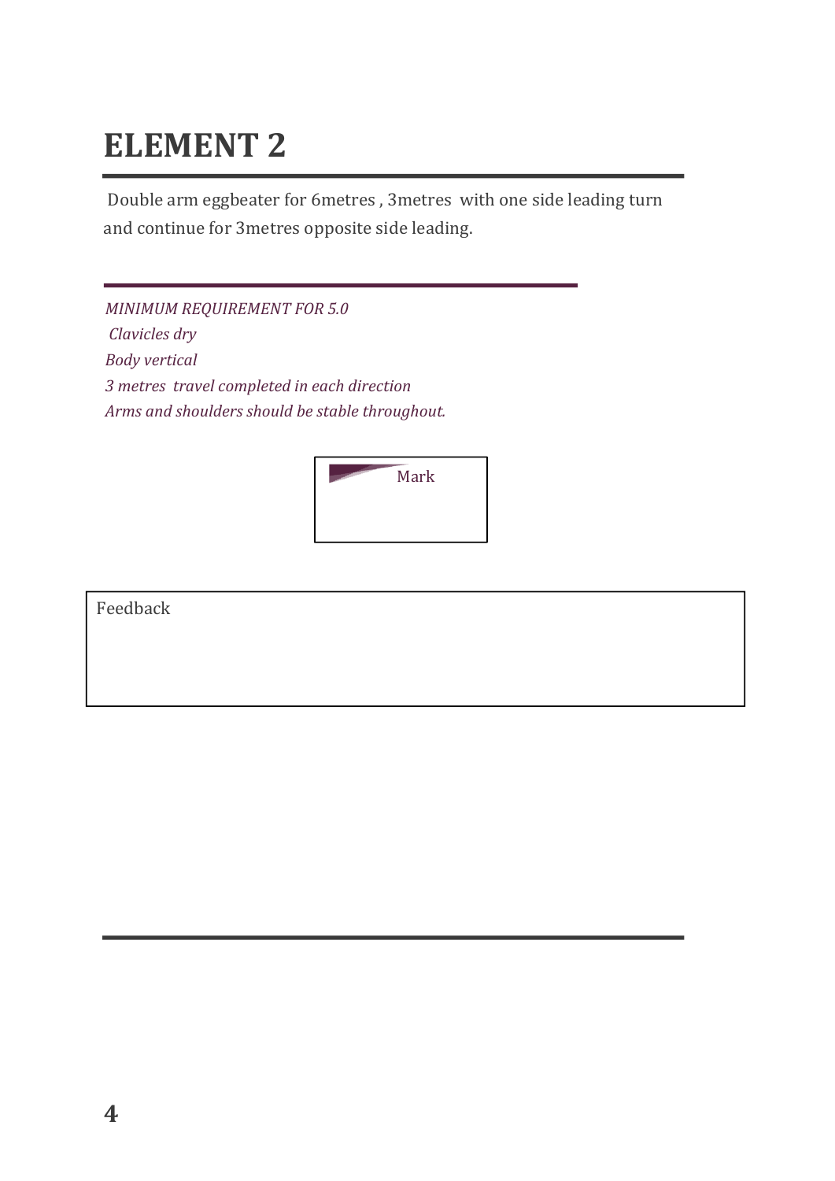# ELEMENT 2

Double arm eggbeater for 6metres , 3metres with one side leading turn and continue for 3metres opposite side leading.

*MINIMUM REQUIREMENT FOR 5.0*

*Clavicles dry*

*Body vertical*

*3 metres travel completed in each direction*

*Arms and shoulders should be stable throughout.*

| Mark |
| --- |
| |

| Feedback |
| --- |
| |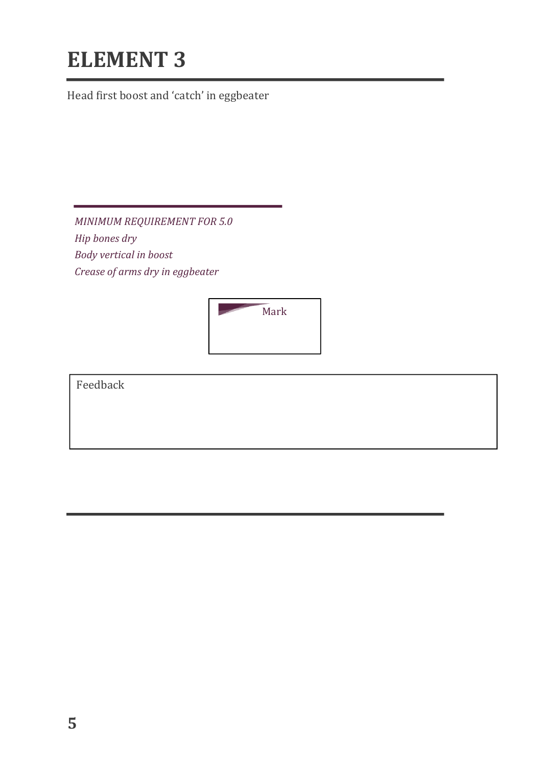# ELEMENT 3

Head first boost and 'catch' in eggbeater

*MINIMUM REQUIREMENT FOR 5.0*

*Hip bones dry*

*Body vertical in boost*

*Crease of arms dry in eggbeater*

| Mark |
| --- |
| |

| Feedback |
| --- |
| |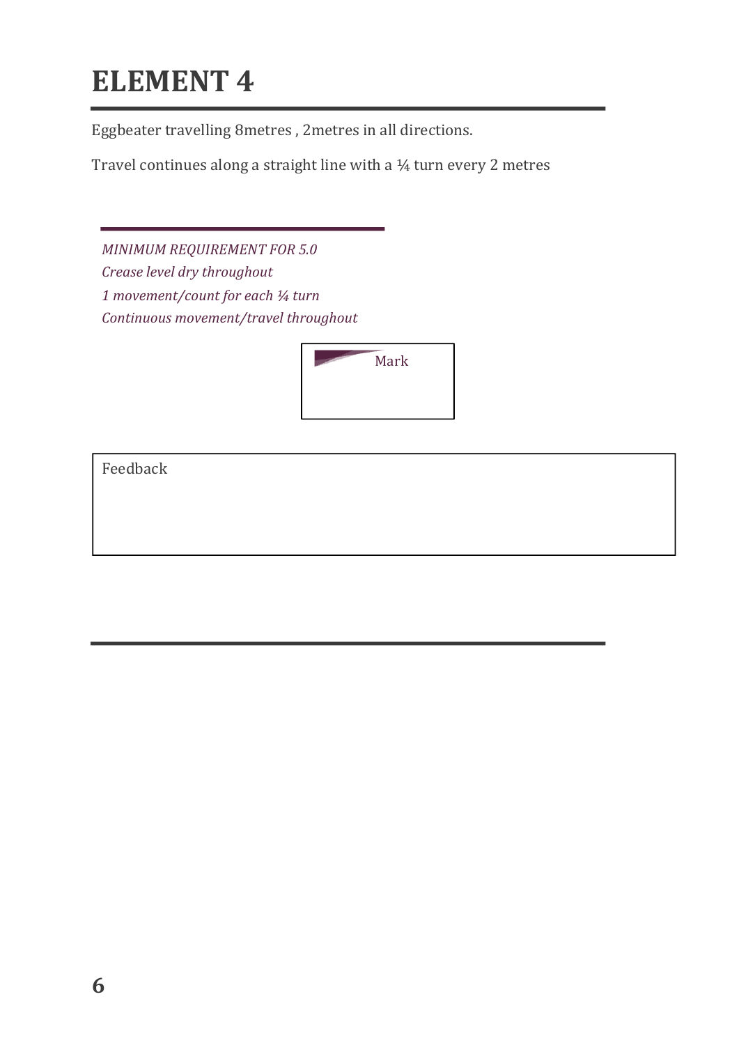# ELEMENT 4

Eggbeater travelling 8metres , 2metres in all directions.

Travel continues along a straight line with a ¼ turn every 2 metres

*MINIMUM REQUIREMENT FOR 5.0*

*Crease level dry throughout*

*1 movement/count for each ¼ turn*

*Continuous movement/travel throughout*

| Mark |
| --- |
| |

| Feedback |
| --- |
| |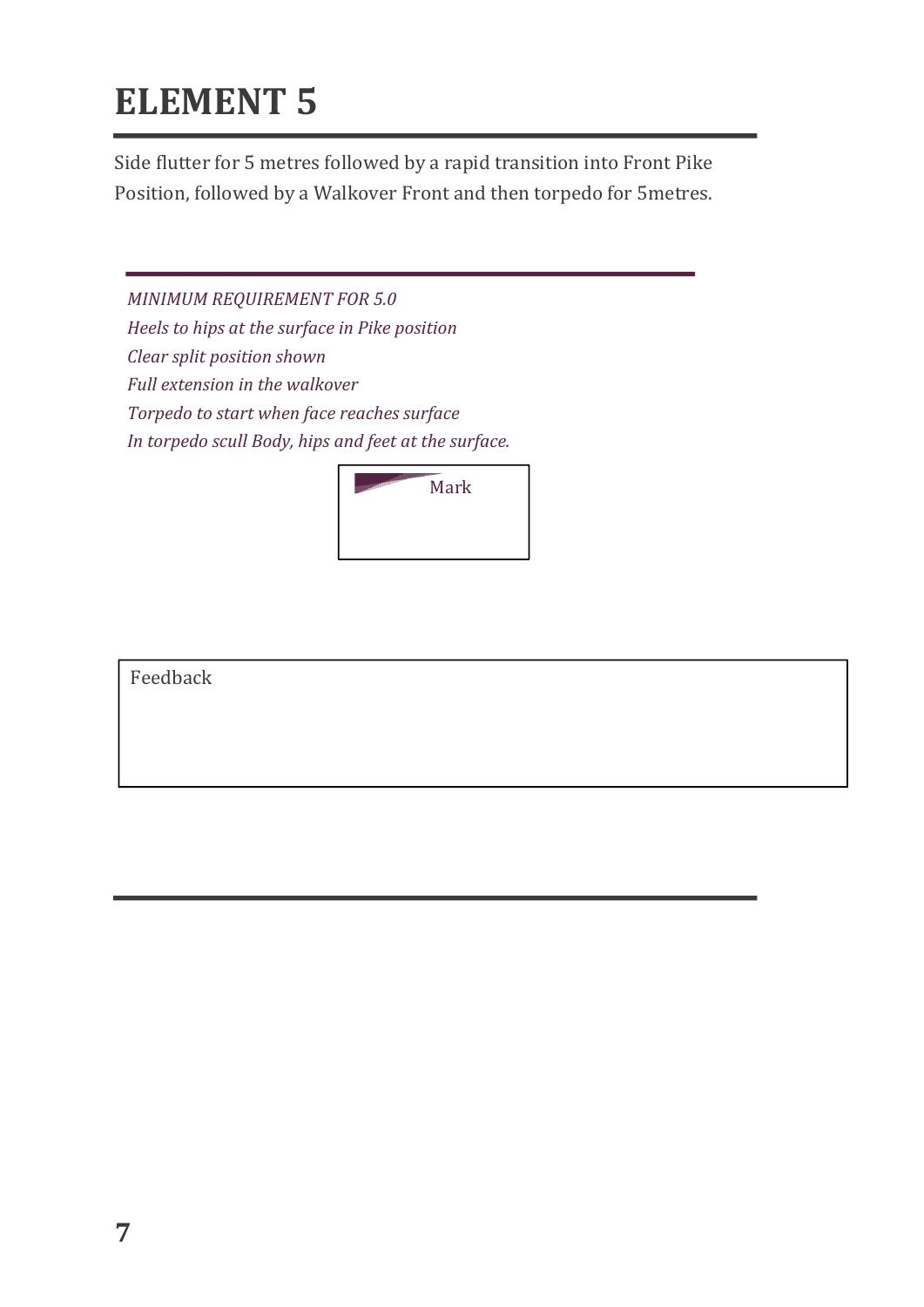# ELEMENT 5

Side flutter for 5 metres followed by a rapid transition into Front Pike Position, followed by a Walkover Front and then torpedo for 5metres.

*MINIMUM REQUIREMENT FOR 5.0*
*Heels to hips at the surface in Pike position*
*Clear split position shown*
*Full extension in the walkover*
*Torpedo to start when face reaches surface*
*In torpedo scull Body, hips and feet at the surface.*

| Mark |
| --- |
| |

| Feedback |
| --- |
| |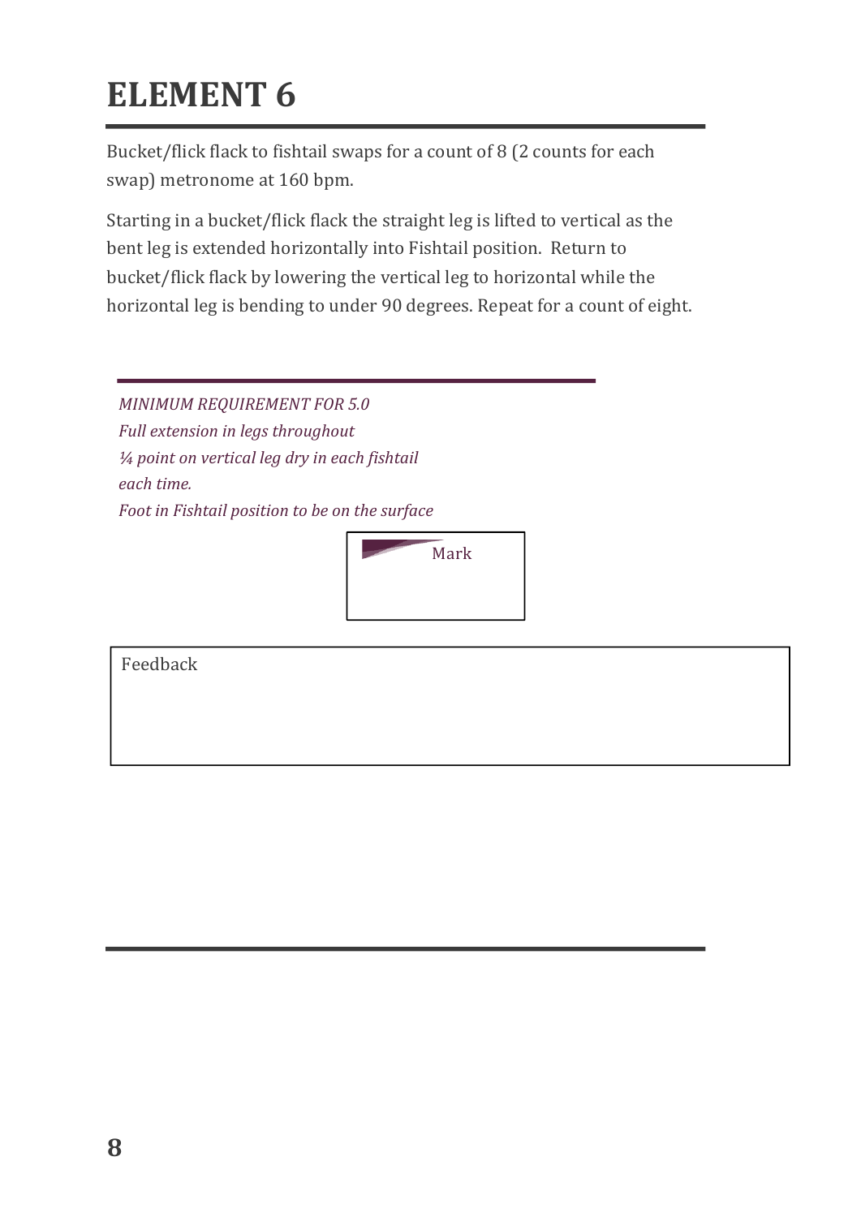# ELEMENT 6

Bucket/flick flack to fishtail swaps for a count of 8 (2 counts for each swap) metronome at 160 bpm.

Starting in a bucket/flick flack the straight leg is lifted to vertical as the bent leg is extended horizontally into Fishtail position. Return to bucket/flick flack by lowering the vertical leg to horizontal while the horizontal leg is bending to under 90 degrees. Repeat for a count of eight.

*MINIMUM REQUIREMENT FOR 5.0*
*Full extension in legs throughout*
*¼ point on vertical leg dry in each fishtail each time.*
*Foot in Fishtail position to be on the surface*

Mark

Feedback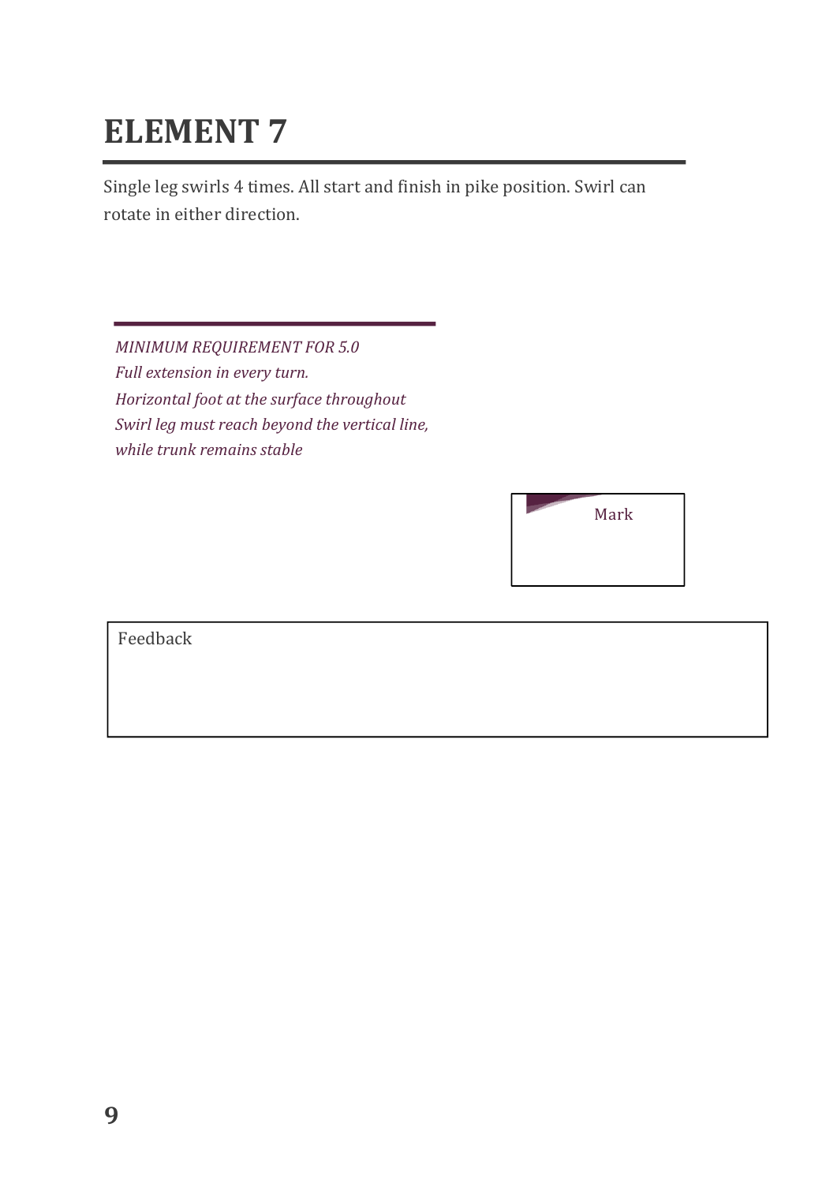# ELEMENT 7

Single leg swirls 4 times. All start and finish in pike position. Swirl can rotate in either direction.

*MINIMUM REQUIREMENT FOR 5.0*
*Full extension in every turn.*
*Horizontal foot at the surface throughout*
*Swirl leg must reach beyond the vertical line, while trunk remains stable*

Mark

Feedback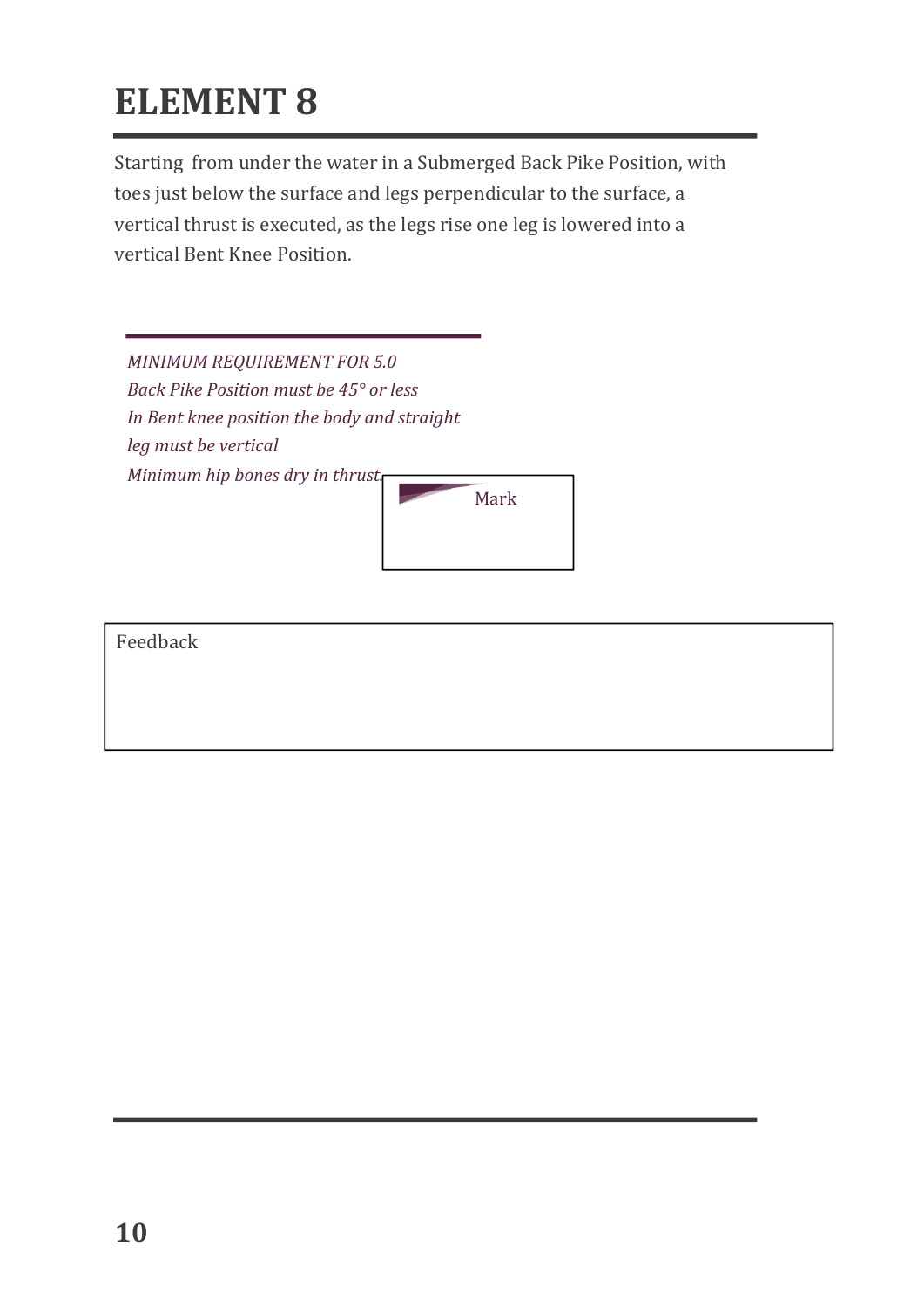# ELEMENT 8

Starting from under the water in a Submerged Back Pike Position, with toes just below the surface and legs perpendicular to the surface, a vertical thrust is executed, as the legs rise one leg is lowered into a vertical Bent Knee Position.

*MINIMUM REQUIREMENT FOR 5.0*
*Back Pike Position must be 45° or less*
*In Bent knee position the body and straight leg must be vertical*
*Minimum hip bones dry in thrust.*

Mark

Feedback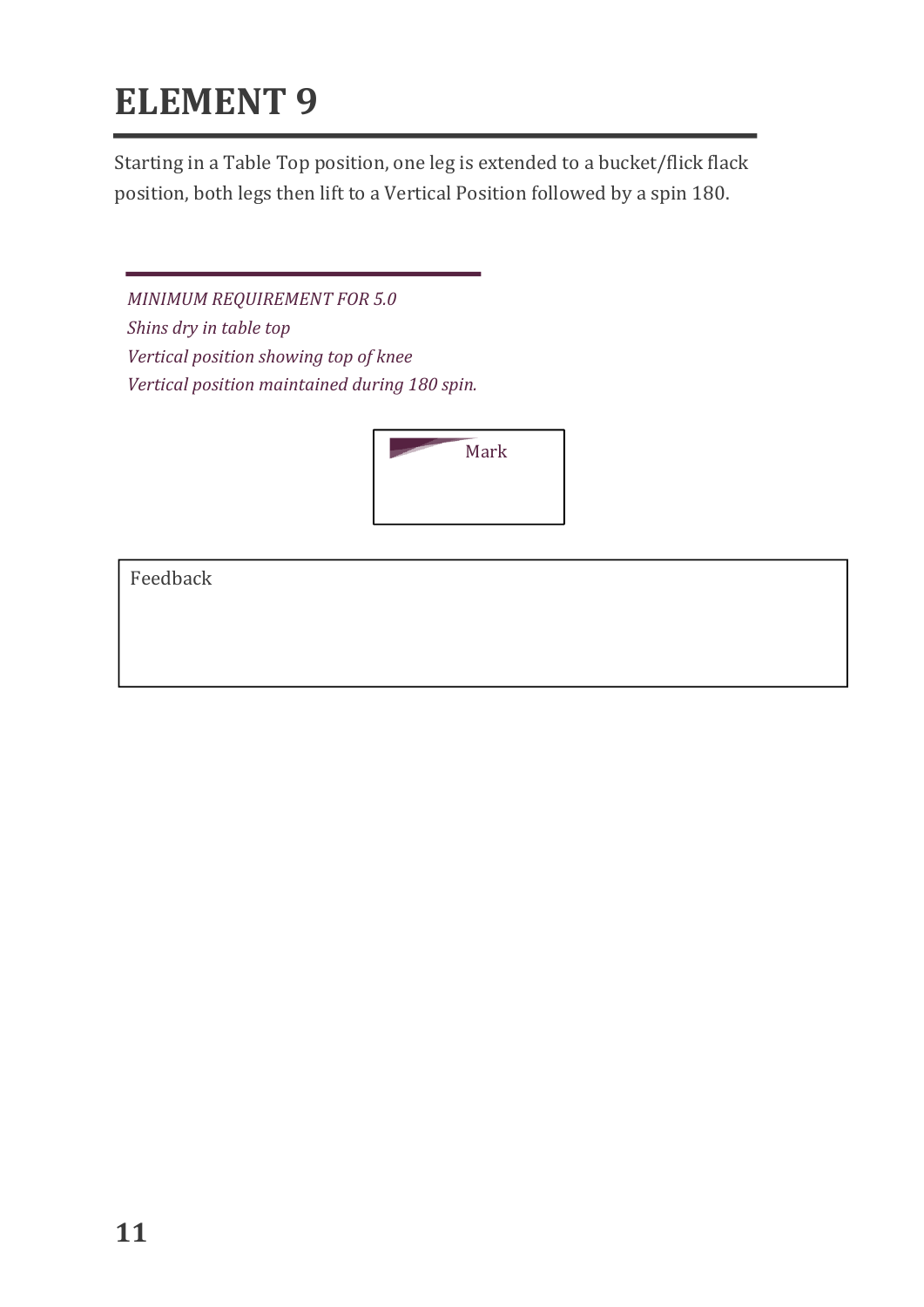# ELEMENT 9

Starting in a Table Top position, one leg is extended to a bucket/flick flack position, both legs then lift to a Vertical Position followed by a spin 180.

*MINIMUM REQUIREMENT FOR 5.0*
*Shins dry in table top*
*Vertical position showing top of knee*
*Vertical position maintained during 180 spin.*

| Mark |
| --- |
| |

| Feedback |
| --- |
| |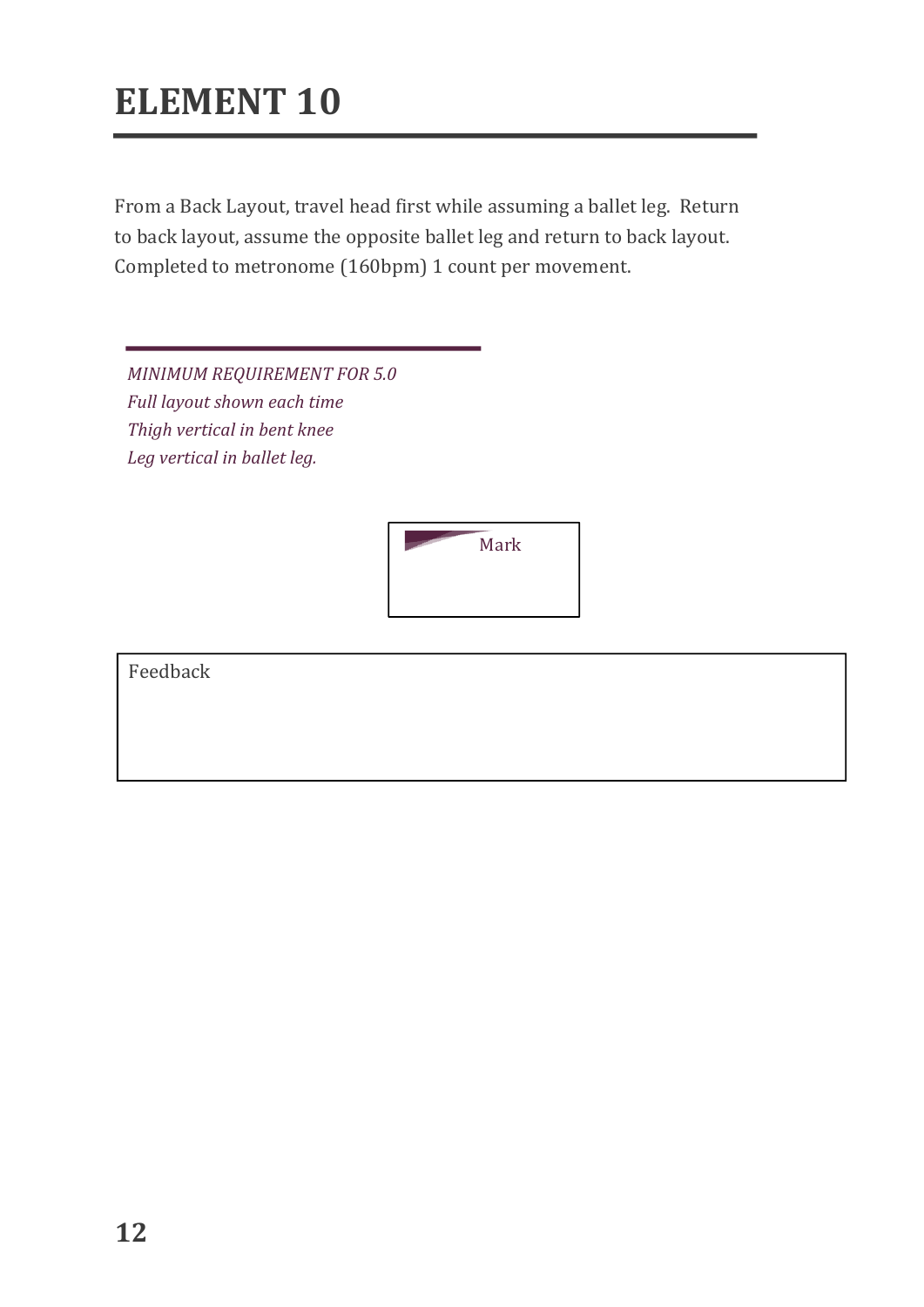# ELEMENT 10

From a Back Layout, travel head first while assuming a ballet leg. Return to back layout, assume the opposite ballet leg and return to back layout. Completed to metronome (160bpm) 1 count per movement.

*MINIMUM REQUIREMENT FOR 5.0*
*Full layout shown each time*
*Thigh vertical in bent knee*
*Leg vertical in ballet leg.*

| Mark |
| --- |
| |

| Feedback |
| --- |
| |